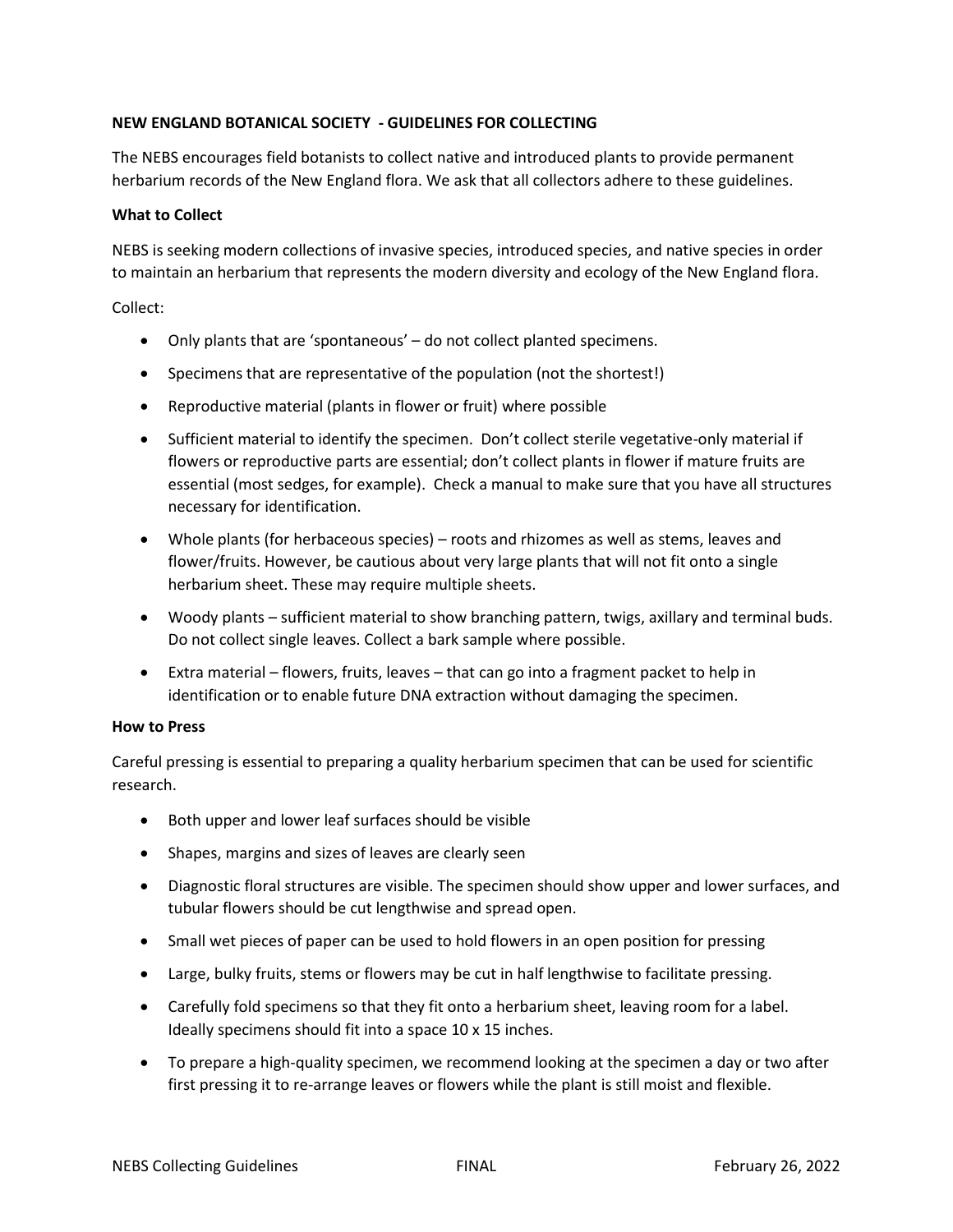**NEW ENGLAND BOTANICAL SOCIETY - GUIDELINES FOR COLLECTING**

The NEBS encourages field botanists to collect native and introduced plants to provide permanent herbarium records of the New England flora. We ask that all collectors adhere to these guidelines.

**What to Collect**

NEBS is seeking modern collections of invasive species, introduced species, and native species in order to maintain an herbarium that represents the modern diversity and ecology of the New England flora.

Collect:

- Only plants that are 'spontaneous' – do not collect planted specimens.
- Specimens that are representative of the population (not the shortest!)
- Reproductive material (plants in flower or fruit) where possible
- Sufficient material to identify the specimen. Don't collect sterile vegetative-only material if flowers or reproductive parts are essential; don't collect plants in flower if mature fruits are essential (most sedges, for example). Check a manual to make sure that you have all structures necessary for identification.
- Whole plants (for herbaceous species) – roots and rhizomes as well as stems, leaves and flower/fruits. However, be cautious about very large plants that will not fit onto a single herbarium sheet. These may require multiple sheets.
- Woody plants – sufficient material to show branching pattern, twigs, axillary and terminal buds. Do not collect single leaves. Collect a bark sample where possible.
- Extra material – flowers, fruits, leaves – that can go into a fragment packet to help in identification or to enable future DNA extraction without damaging the specimen.

**How to Press**

Careful pressing is essential to preparing a quality herbarium specimen that can be used for scientific research.

- Both upper and lower leaf surfaces should be visible
- Shapes, margins and sizes of leaves are clearly seen
- Diagnostic floral structures are visible. The specimen should show upper and lower surfaces, and tubular flowers should be cut lengthwise and spread open.
- Small wet pieces of paper can be used to hold flowers in an open position for pressing
- Large, bulky fruits, stems or flowers may be cut in half lengthwise to facilitate pressing.
- Carefully fold specimens so that they fit onto a herbarium sheet, leaving room for a label. Ideally specimens should fit into a space 10 x 15 inches.
- To prepare a high-quality specimen, we recommend looking at the specimen a day or two after first pressing it to re-arrange leaves or flowers while the plant is still moist and flexible.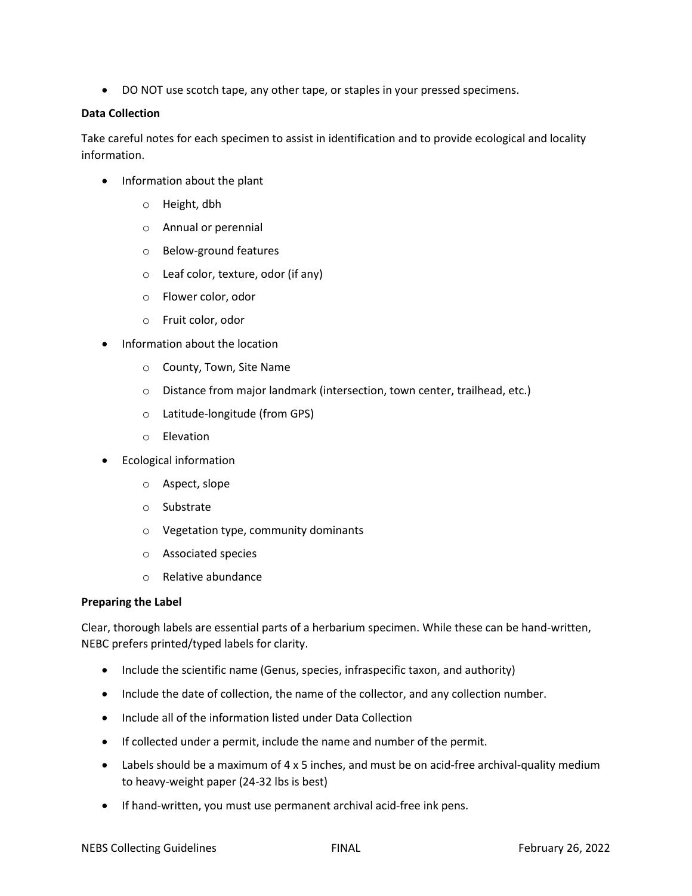- DO NOT use scotch tape, any other tape, or staples in your pressed specimens.

**Data Collection**

Take careful notes for each specimen to assist in identification and to provide ecological and locality information.

- Information about the plant
  - Height, dbh
  - Annual or perennial
  - Below-ground features
  - Leaf color, texture, odor (if any)
  - Flower color, odor
  - Fruit color, odor
- Information about the location
  - County, Town, Site Name
  - Distance from major landmark (intersection, town center, trailhead, etc.)
  - Latitude-longitude (from GPS)
  - Elevation
- Ecological information
  - Aspect, slope
  - Substrate
  - Vegetation type, community dominants
  - Associated species
  - Relative abundance

**Preparing the Label**

Clear, thorough labels are essential parts of a herbarium specimen. While these can be hand-written, NEBC prefers printed/typed labels for clarity.

- Include the scientific name (Genus, species, infraspecific taxon, and authority)
- Include the date of collection, the name of the collector, and any collection number.
- Include all of the information listed under Data Collection
- If collected under a permit, include the name and number of the permit.
- Labels should be a maximum of 4 x 5 inches, and must be on acid-free archival-quality medium to heavy-weight paper (24-32 lbs is best)
- If hand-written, you must use permanent archival acid-free ink pens.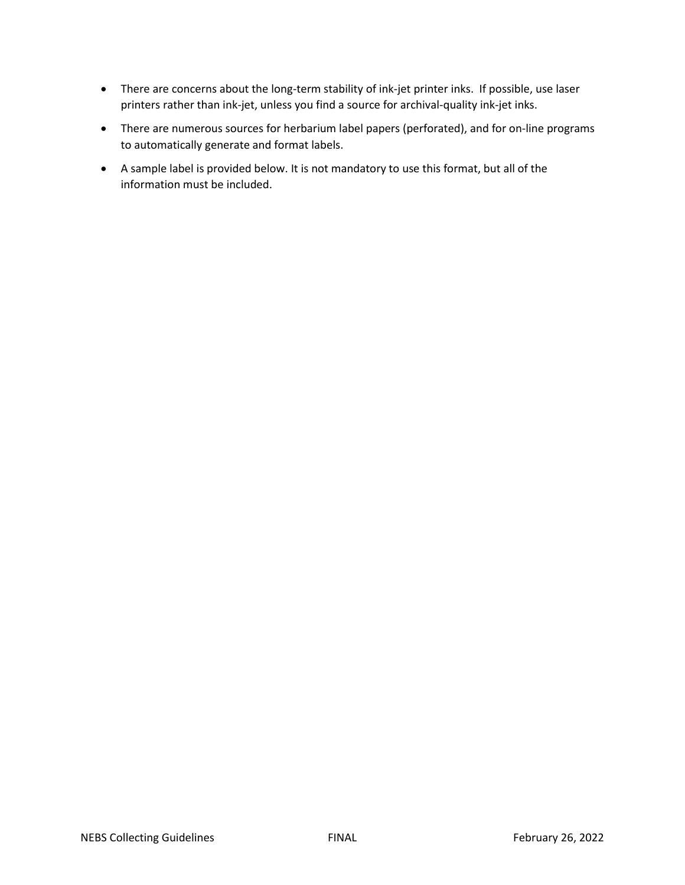- There are concerns about the long-term stability of ink-jet printer inks. If possible, use laser printers rather than ink-jet, unless you find a source for archival-quality ink-jet inks.
- There are numerous sources for herbarium label papers (perforated), and for on-line programs to automatically generate and format labels.
- A sample label is provided below. It is not mandatory to use this format, but all of the information must be included.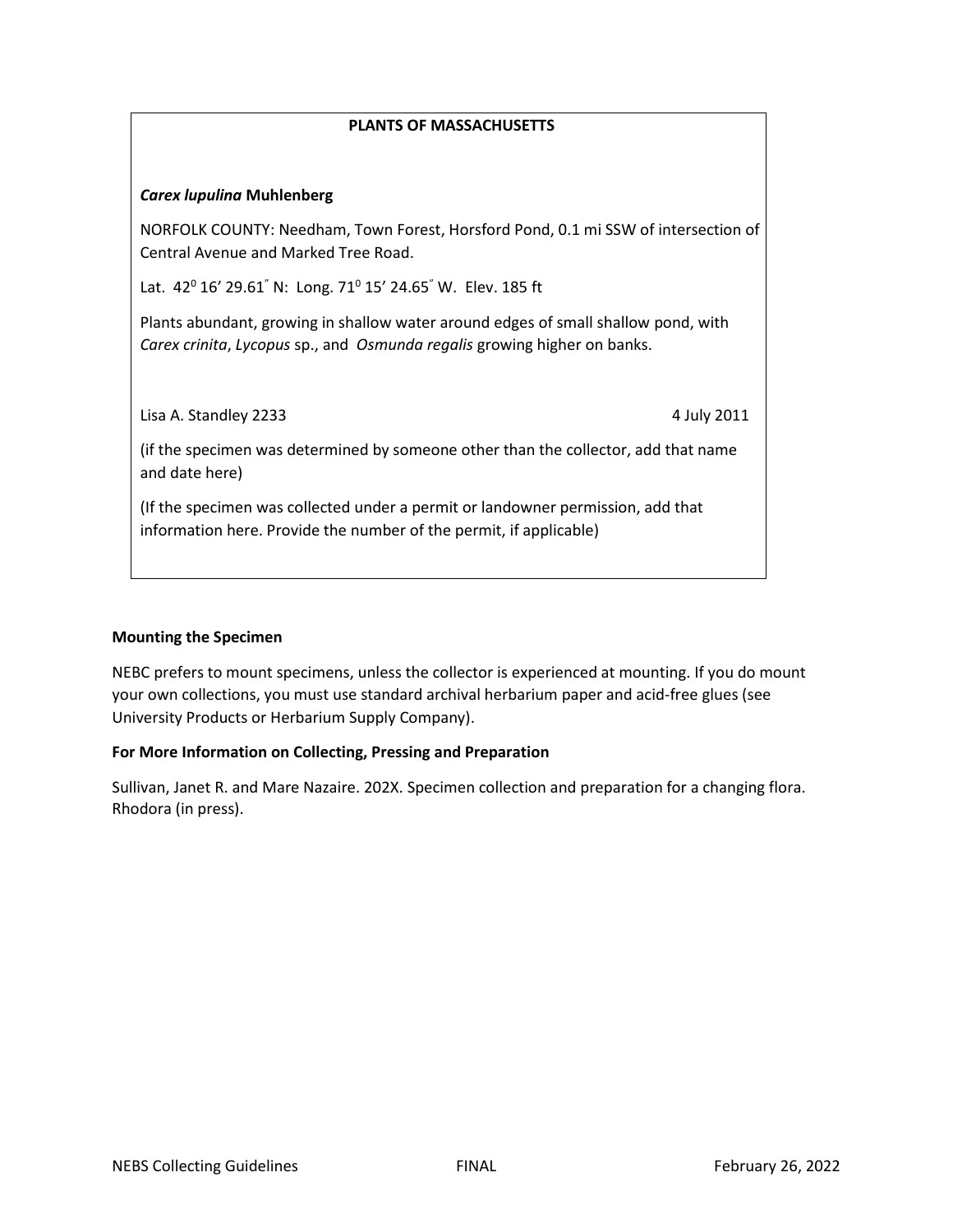**PLANTS OF MASSACHUSETTS**

***Carex lupulina*** **Muhlenberg**

NORFOLK COUNTY: Needham, Town Forest, Horsford Pond, 0.1 mi SSW of intersection of Central Avenue and Marked Tree Road.

Lat. $42^0$ 16’ 29.61˝ N: Long. $71^0$ 15’ 24.65˝ W. Elev. 185 ft

Plants abundant, growing in shallow water around edges of small shallow pond, with *Carex crinita*, *Lycopus* sp., and *Osmunda regalis* growing higher on banks.

Lisa A. Standley 2233 4 July 2011

(if the specimen was determined by someone other than the collector, add that name and date here)

(If the specimen was collected under a permit or landowner permission, add that information here. Provide the number of the permit, if applicable)

**Mounting the Specimen**

NEBC prefers to mount specimens, unless the collector is experienced at mounting. If you do mount your own collections, you must use standard archival herbarium paper and acid-free glues (see University Products or Herbarium Supply Company).

**For More Information on Collecting, Pressing and Preparation**

Sullivan, Janet R. and Mare Nazaire. 202X. Specimen collection and preparation for a changing flora. Rhodora (in press).